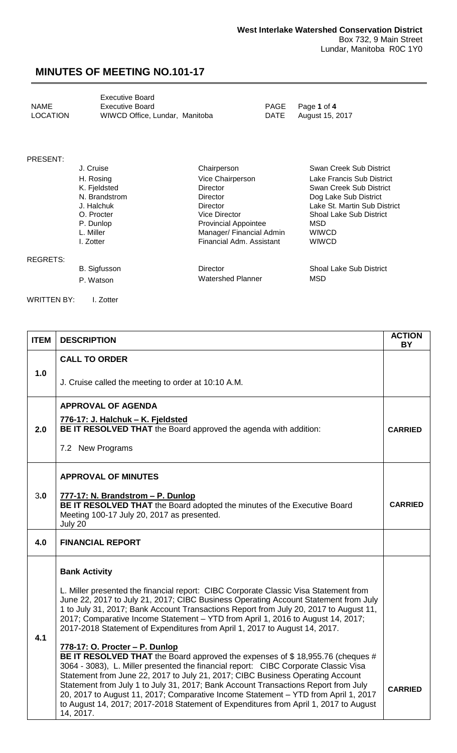**West Interlake Watershed Conservation District**
Box 732, 9 Main Street
Lundar, Manitoba R0C 1Y0

# MINUTES OF MEETING NO.101-17

| | | | |
|---|---|---|---|
| NAME | Executive Board<br>Executive Board | PAGE | Page **1** of **4** |
| LOCATION | WIWCD Office, Lundar, Manitoba | DATE | August 15, 2017 |

PRESENT:

| | | |
|---|---|---|
| J. Cruise | Chairperson | Swan Creek Sub District |
| H. Rosing | Vice Chairperson | Lake Francis Sub District |
| K. Fjeldsted | Director | Swan Creek Sub District |
| N. Brandstrom | Director | Dog Lake Sub District |
| J. Halchuk | Director | Lake St. Martin Sub District |
| O. Procter | Vice Director | Shoal Lake Sub District |
| P. Dunlop | Provincial Appointee | MSD |
| L. Miller | Manager/ Financial Admin | WIWCD |
| I. Zotter | Financial Adm. Assistant | WIWCD |

REGRETS:

| | | |
|---|---|---|
| B. Sigfusson | Director | Shoal Lake Sub District |
| P. Watson | Watershed Planner | MSD |

WRITTEN BY: I. Zotter

| ITEM | DESCRIPTION | ACTION BY |
|---|---|---|
| 1.0 | **CALL TO ORDER**<br><br>J. Cruise called the meeting to order at 10:10 A.M. | |
| 2.0 | **APPROVAL OF AGENDA**<br><br>**776-17: J. Halchuk – K. Fjeldsted**<br>**BE IT RESOLVED THAT** the Board approved the agenda with addition:<br><br>7.2 New Programs | **CARRIED** |
| 3.0 | **APPROVAL OF MINUTES**<br><br>**777-17: N. Brandstrom – P. Dunlop**<br>**BE IT RESOLVED THAT** the Board adopted the minutes of the Executive Board Meeting 100-17 July 20, 2017 as presented.<br>July 20 | **CARRIED** |
| 4.0 | **FINANCIAL REPORT** | |
| 4.1 | **Bank Activity**<br><br>L. Miller presented the financial report: CIBC Corporate Classic Visa Statement from June 22, 2017 to July 21, 2017; CIBC Business Operating Account Statement from July 1 to July 31, 2017; Bank Account Transactions Report from July 20, 2017 to August 11, 2017; Comparative Income Statement – YTD from April 1, 2016 to August 14, 2017; 2017-2018 Statement of Expenditures from April 1, 2017 to August 14, 2017.<br><br>**778-17: O. Procter – P. Dunlop**<br>**BE IT RESOLVED THAT** the Board approved the expenses of $ 18,955.76 (cheques # 3064 - 3083), L. Miller presented the financial report: CIBC Corporate Classic Visa Statement from June 22, 2017 to July 21, 2017; CIBC Business Operating Account Statement from July 1 to July 31, 2017; Bank Account Transactions Report from July 20, 2017 to August 11, 2017; Comparative Income Statement – YTD from April 1, 2017 to August 14, 2017; 2017-2018 Statement of Expenditures from April 1, 2017 to August 14, 2017. | **CARRIED** |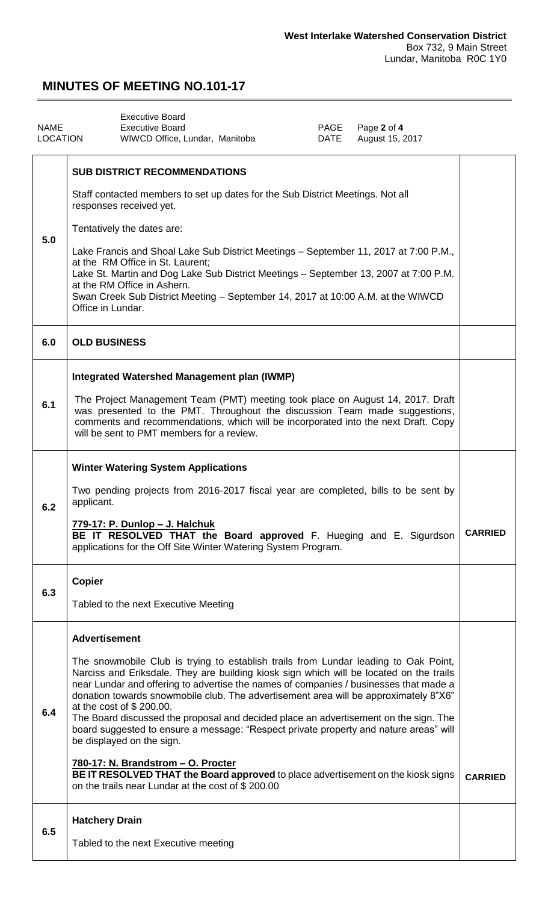**West Interlake Watershed Conservation District**
Box 732, 9 Main Street
Lundar, Manitoba R0C 1Y0

# MINUTES OF MEETING NO.101-17

| | | | |
|---|---|---|---|
| NAME | Executive Board<br>Executive Board | PAGE | Page **2** of **4** |
| LOCATION | WIWCD Office, Lundar, Manitoba | DATE | August 15, 2017 |

| | | |
|---|---|---|
| **5.0** | **SUB DISTRICT RECOMMENDATIONS**<br><br>Staff contacted members to set up dates for the Sub District Meetings. Not all responses received yet.<br><br>Tentatively the dates are:<br><br>Lake Francis and Shoal Lake Sub District Meetings – September 11, 2017 at 7:00 P.M., at the RM Office in St. Laurent;<br>Lake St. Martin and Dog Lake Sub District Meetings – September 13, 2007 at 7:00 P.M. at the RM Office in Ashern.<br>Swan Creek Sub District Meeting – September 14, 2017 at 10:00 A.M. at the WIWCD Office in Lundar. | |
| **6.0** | **OLD BUSINESS** | |
| **6.1** | **Integrated Watershed Management plan (IWMP)**<br><br>The Project Management Team (PMT) meeting took place on August 14, 2017. Draft was presented to the PMT. Throughout the discussion Team made suggestions, comments and recommendations, which will be incorporated into the next Draft. Copy will be sent to PMT members for a review. | |
| **6.2** | **Winter Watering System Applications**<br><br>Two pending projects from 2016-2017 fiscal year are completed, bills to be sent by applicant.<br><br>**779-17: P. Dunlop – J. Halchuk**<br>**BE IT RESOLVED THAT the Board approved** F. Hueging and E. Sigurdson applications for the Off Site Winter Watering System Program. | **CARRIED** |
| **6.3** | **Copier**<br><br>Tabled to the next Executive Meeting | |
| **6.4** | **Advertisement**<br><br>The snowmobile Club is trying to establish trails from Lundar leading to Oak Point, Narciss and Eriksdale. They are building kiosk sign which will be located on the trails near Lundar and offering to advertise the names of companies / businesses that made a donation towards snowmobile club. The advertisement area will be approximately 8"X6" at the cost of $ 200.00.<br>The Board discussed the proposal and decided place an advertisement on the sign. The board suggested to ensure a message: "Respect private property and nature areas" will be displayed on the sign.<br><br>**780-17: N. Brandstrom – O. Procter**<br>**BE IT RESOLVED THAT the Board approved** to place advertisement on the kiosk signs on the trails near Lundar at the cost of $ 200.00 | **CARRIED** |
| **6.5** | **Hatchery Drain**<br><br>Tabled to the next Executive meeting | |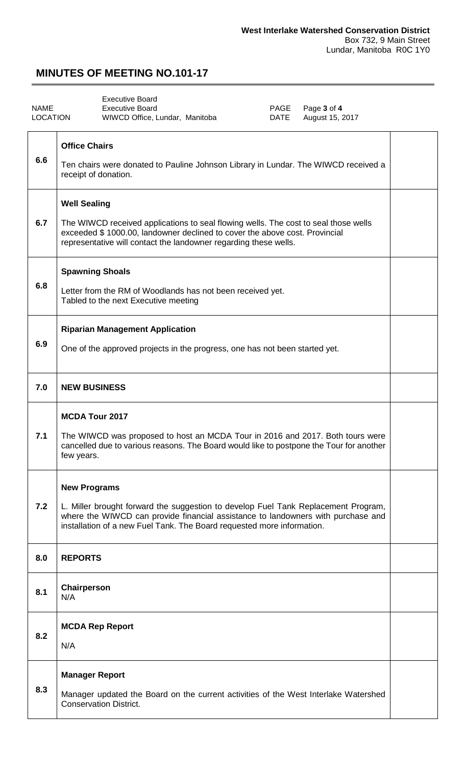West Interlake Watershed Conservation District
Box 732, 9 Main Street
Lundar, Manitoba R0C 1Y0

# MINUTES OF MEETING NO.101-17

| NAME | Executive Board<br>Executive Board | PAGE | Page **3** of **4** |
|---|---|---|---|
| LOCATION | WIWCD Office, Lundar, Manitoba | DATE | August 15, 2017 |

| | | |
|---|---|---|
| 6.6 | **Office Chairs**<br><br>Ten chairs were donated to Pauline Johnson Library in Lundar. The WIWCD received a receipt of donation. | |
| 6.7 | **Well Sealing**<br><br>The WIWCD received applications to seal flowing wells. The cost to seal those wells exceeded $ 1000.00, landowner declined to cover the above cost. Provincial representative will contact the landowner regarding these wells. | |
| 6.8 | **Spawning Shoals**<br><br>Letter from the RM of Woodlands has not been received yet.<br>Tabled to the next Executive meeting | |
| 6.9 | **Riparian Management Application**<br><br>One of the approved projects in the progress, one has not been started yet. | |
| 7.0 | **NEW BUSINESS** | |
| 7.1 | **MCDA Tour 2017**<br><br>The WIWCD was proposed to host an MCDA Tour in 2016 and 2017. Both tours were cancelled due to various reasons. The Board would like to postpone the Tour for another few years. | |
| 7.2 | **New Programs**<br><br>L. Miller brought forward the suggestion to develop Fuel Tank Replacement Program, where the WIWCD can provide financial assistance to landowners with purchase and installation of a new Fuel Tank. The Board requested more information. | |
| 8.0 | **REPORTS** | |
| 8.1 | **Chairperson**<br>N/A | |
| 8.2 | **MCDA Rep Report**<br><br>N/A | |
| 8.3 | **Manager Report**<br><br>Manager updated the Board on the current activities of the West Interlake Watershed Conservation District. | |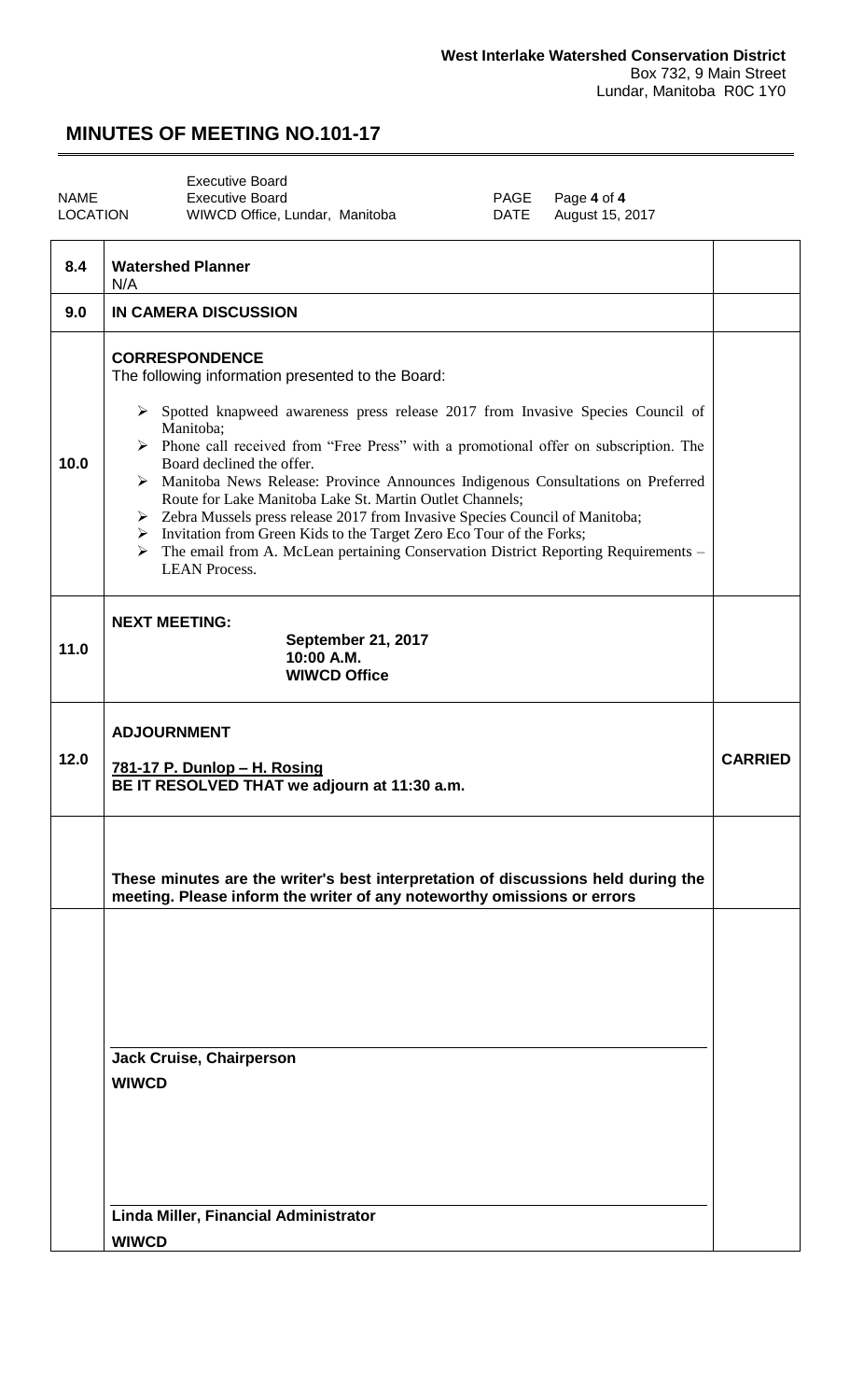**West Interlake Watershed Conservation District**
Box 732, 9 Main Street
Lundar, Manitoba R0C 1Y0

# MINUTES OF MEETING NO.101-17

| | | | |
|---|---|---|---|
| NAME | Executive Board<br>Executive Board | PAGE | Page **4** of **4** |
| LOCATION | WIWCD Office, Lundar, Manitoba | DATE | August 15, 2017 |

| | | |
|---|---|---|
| **8.4** | **Watershed Planner**<br>N/A | |
| **9.0** | **IN CAMERA DISCUSSION** | |
| **10.0** | **CORRESPONDENCE**<br>The following information presented to the Board:<br>➢ Spotted knapweed awareness press release 2017 from Invasive Species Council of Manitoba;<br>➢ Phone call received from "Free Press" with a promotional offer on subscription. The Board declined the offer.<br>➢ Manitoba News Release: Province Announces Indigenous Consultations on Preferred Route for Lake Manitoba Lake St. Martin Outlet Channels;<br>➢ Zebra Mussels press release 2017 from Invasive Species Council of Manitoba;<br>➢ Invitation from Green Kids to the Target Zero Eco Tour of the Forks;<br>➢ The email from A. McLean pertaining Conservation District Reporting Requirements – LEAN Process. | |
| **11.0** | **NEXT MEETING:**<br>**September 21, 2017**<br>**10:00 A.M.**<br>**WIWCD Office** | |
| **12.0** | **ADJOURNMENT**<br>**781-17 P. Dunlop – H. Rosing**<br>**BE IT RESOLVED THAT we adjourn at 11:30 a.m.** | **CARRIED** |
| | **These minutes are the writer's best interpretation of discussions held during the meeting. Please inform the writer of any noteworthy omissions or errors** | |
| | **Jack Cruise, Chairperson**<br>**WIWCD**<br><br>**Linda Miller, Financial Administrator**<br>**WIWCD** | |